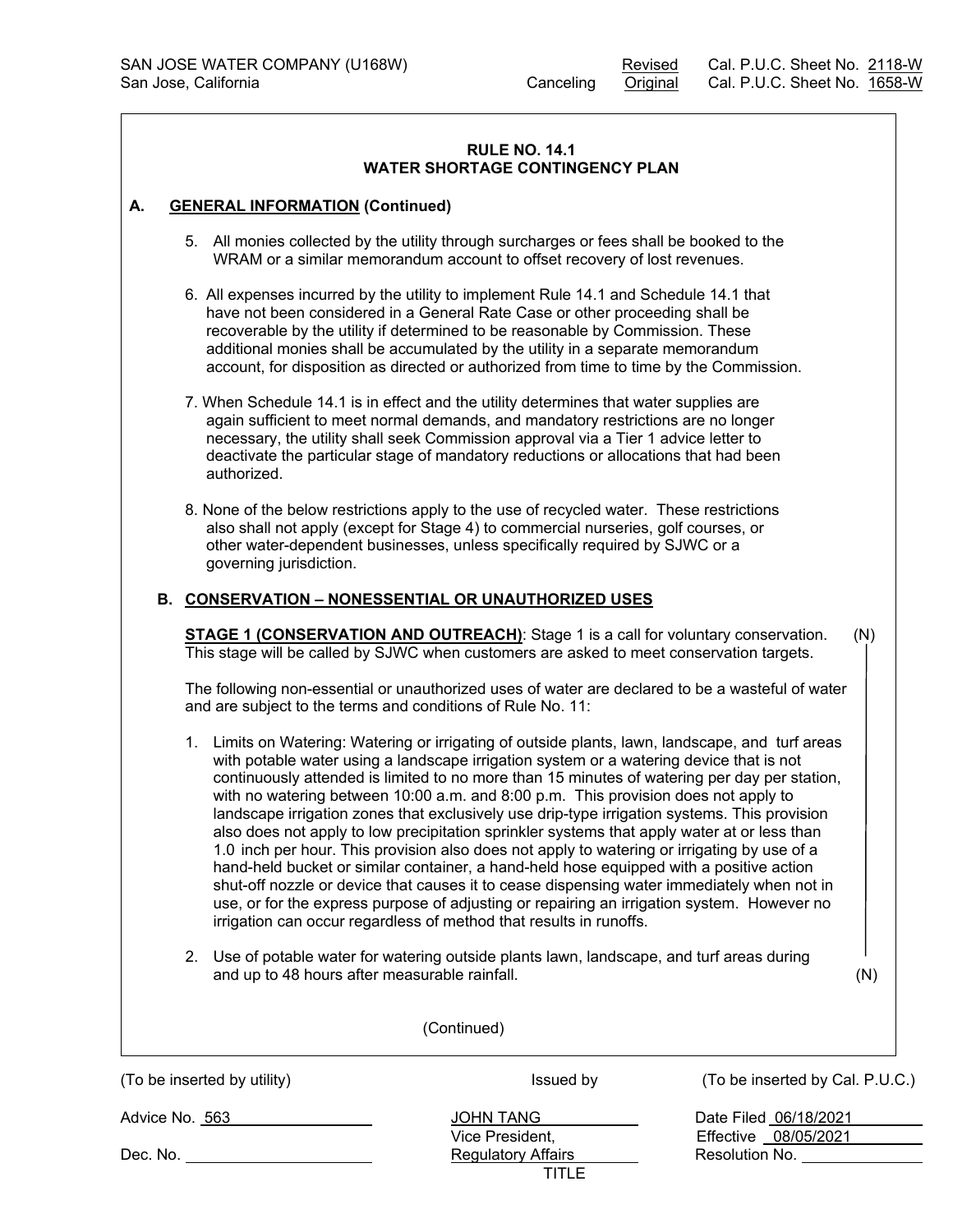SAN JOSE WATER COMPANY (U168W) Revised Cal. P.U.C. Sheet No. 2118-W
San Jose, California Canceling Original Cal. P.U.C. Sheet No. 1658-W

## RULE NO. 14.1
## WATER SHORTAGE CONTINGENCY PLAN

**A. GENERAL INFORMATION (Continued)**

5. All monies collected by the utility through surcharges or fees shall be booked to the WRAM or a similar memorandum account to offset recovery of lost revenues.

6. All expenses incurred by the utility to implement Rule 14.1 and Schedule 14.1 that have not been considered in a General Rate Case or other proceeding shall be recoverable by the utility if determined to be reasonable by Commission. These additional monies shall be accumulated by the utility in a separate memorandum account, for disposition as directed or authorized from time to time by the Commission.

7. When Schedule 14.1 is in effect and the utility determines that water supplies are again sufficient to meet normal demands, and mandatory restrictions are no longer necessary, the utility shall seek Commission approval via a Tier 1 advice letter to deactivate the particular stage of mandatory reductions or allocations that had been authorized.

8. None of the below restrictions apply to the use of recycled water. These restrictions also shall not apply (except for Stage 4) to commercial nurseries, golf courses, or other water-dependent businesses, unless specifically required by SJWC or a governing jurisdiction.

**B. CONSERVATION – NONESSENTIAL OR UNAUTHORIZED USES**

**STAGE 1 (CONSERVATION AND OUTREACH)**: Stage 1 is a call for voluntary conservation. This stage will be called by SJWC when customers are asked to meet conservation targets. (N)

The following non-essential or unauthorized uses of water are declared to be a wasteful of water and are subject to the terms and conditions of Rule No. 11:

1. Limits on Watering: Watering or irrigating of outside plants, lawn, landscape, and turf areas with potable water using a landscape irrigation system or a watering device that is not continuously attended is limited to no more than 15 minutes of watering per day per station, with no watering between 10:00 a.m. and 8:00 p.m. This provision does not apply to landscape irrigation zones that exclusively use drip-type irrigation systems. This provision also does not apply to low precipitation sprinkler systems that apply water at or less than 1.0 inch per hour. This provision also does not apply to watering or irrigating by use of a hand-held bucket or similar container, a hand-held hose equipped with a positive action shut-off nozzle or device that causes it to cease dispensing water immediately when not in use, or for the express purpose of adjusting or repairing an irrigation system. However no irrigation can occur regardless of method that results in runoffs.

2. Use of potable water for watering outside plants lawn, landscape, and turf areas during and up to 48 hours after measurable rainfall. (N)

(Continued)

| (To be inserted by utility) | Issued by | (To be inserted by Cal. P.U.C.) |
|---|---|---|
| Advice No. 563 | JOHN TANG | Date Filed 06/18/2021 |
| | Vice President, | Effective 08/05/2021 |
| Dec. No. | Regulatory Affairs | Resolution No. |
| | TITLE | |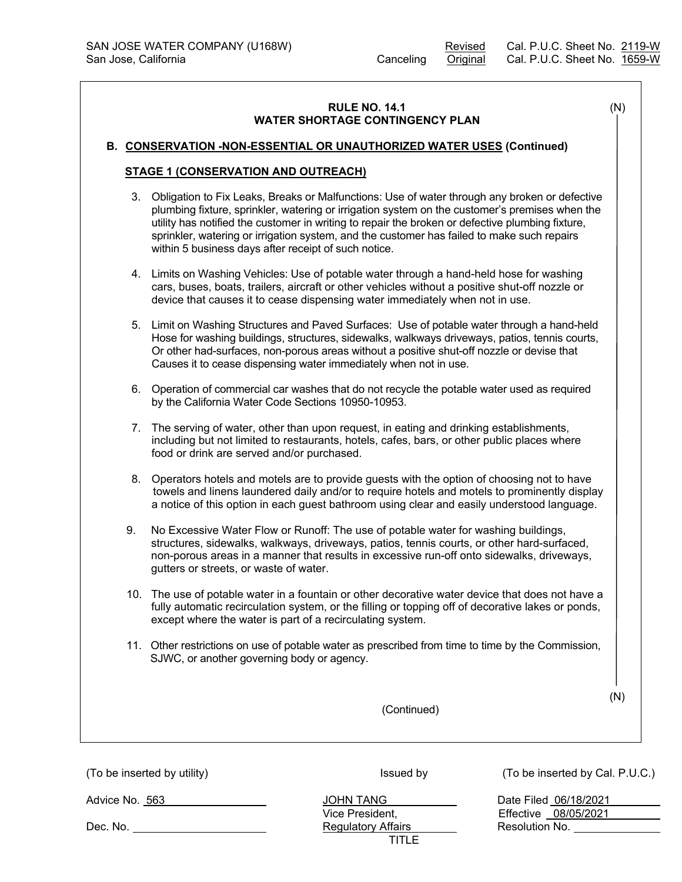SAN JOSE WATER COMPANY (U168W) Revised Cal. P.U.C. Sheet No. 2119-W
San Jose, California Canceling Original Cal. P.U.C. Sheet No. 1659-W

## RULE NO. 14.1
## WATER SHORTAGE CONTINGENCY PLAN

(N)

### B. CONSERVATION -NON-ESSENTIAL OR UNAUTHORIZED WATER USES (Continued)

#### STAGE 1 (CONSERVATION AND OUTREACH)

3. Obligation to Fix Leaks, Breaks or Malfunctions: Use of water through any broken or defective plumbing fixture, sprinkler, watering or irrigation system on the customer's premises when the utility has notified the customer in writing to repair the broken or defective plumbing fixture, sprinkler, watering or irrigation system, and the customer has failed to make such repairs within 5 business days after receipt of such notice.

4. Limits on Washing Vehicles: Use of potable water through a hand-held hose for washing cars, buses, boats, trailers, aircraft or other vehicles without a positive shut-off nozzle or device that causes it to cease dispensing water immediately when not in use.

5. Limit on Washing Structures and Paved Surfaces: Use of potable water through a hand-held Hose for washing buildings, structures, sidewalks, walkways driveways, patios, tennis courts, Or other had-surfaces, non-porous areas without a positive shut-off nozzle or devise that Causes it to cease dispensing water immediately when not in use.

6. Operation of commercial car washes that do not recycle the potable water used as required by the California Water Code Sections 10950-10953.

7. The serving of water, other than upon request, in eating and drinking establishments, including but not limited to restaurants, hotels, cafes, bars, or other public places where food or drink are served and/or purchased.

8. Operators hotels and motels are to provide guests with the option of choosing not to have towels and linens laundered daily and/or to require hotels and motels to prominently display a notice of this option in each guest bathroom using clear and easily understood language.

9. No Excessive Water Flow or Runoff: The use of potable water for washing buildings, structures, sidewalks, walkways, driveways, patios, tennis courts, or other hard-surfaced, non-porous areas in a manner that results in excessive run-off onto sidewalks, driveways, gutters or streets, or waste of water.

10. The use of potable water in a fountain or other decorative water device that does not have a fully automatic recirculation system, or the filling or topping off of decorative lakes or ponds, except where the water is part of a recirculating system.

11. Other restrictions on use of potable water as prescribed from time to time by the Commission, SJWC, or another governing body or agency.

(N)

(Continued)

| (To be inserted by utility) | Issued by | (To be inserted by Cal. P.U.C.) |
|---|---|---|
| Advice No. 563 | JOHN TANG | Date Filed 06/18/2021 |
| | Vice President, | Effective 08/05/2021 |
| Dec. No. | Regulatory Affairs | Resolution No. |
| | TITLE | |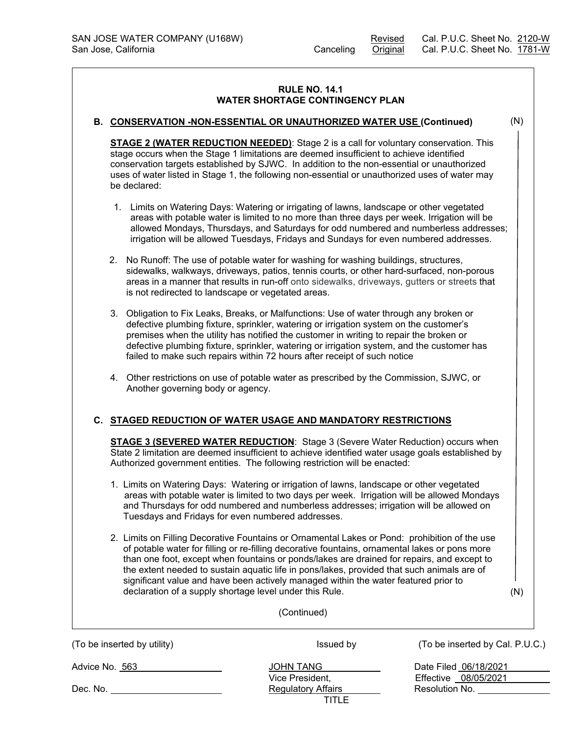SAN JOSE WATER COMPANY (U168W) Revised Cal. P.U.C. Sheet No. 2120-W
San Jose, California Canceling Original Cal. P.U.C. Sheet No. 1781-W

**RULE NO. 14.1**
**WATER SHORTAGE CONTINGENCY PLAN**

**B. CONSERVATION -NON-ESSENTIAL OR UNAUTHORIZED WATER USE (Continued)** (N)

**STAGE 2 (WATER REDUCTION NEEDED)**: Stage 2 is a call for voluntary conservation. This stage occurs when the Stage 1 limitations are deemed insufficient to achieve identified conservation targets established by SJWC. In addition to the non-essential or unauthorized uses of water listed in Stage 1, the following non-essential or unauthorized uses of water may be declared:

1. Limits on Watering Days: Watering or irrigating of lawns, landscape or other vegetated areas with potable water is limited to no more than three days per week. Irrigation will be allowed Mondays, Thursdays, and Saturdays for odd numbered and numberless addresses; irrigation will be allowed Tuesdays, Fridays and Sundays for even numbered addresses.

2. No Runoff: The use of potable water for washing for washing buildings, structures, sidewalks, walkways, driveways, patios, tennis courts, or other hard-surfaced, non-porous areas in a manner that results in run-off onto sidewalks, driveways, gutters or streets that is not redirected to landscape or vegetated areas.

3. Obligation to Fix Leaks, Breaks, or Malfunctions: Use of water through any broken or defective plumbing fixture, sprinkler, watering or irrigation system on the customer's premises when the utility has notified the customer in writing to repair the broken or defective plumbing fixture, sprinkler, watering or irrigation system, and the customer has failed to make such repairs within 72 hours after receipt of such notice

4. Other restrictions on use of potable water as prescribed by the Commission, SJWC, or Another governing body or agency.

**C. STAGED REDUCTION OF WATER USAGE AND MANDATORY RESTRICTIONS**

**STAGE 3 (SEVERED WATER REDUCTION**: Stage 3 (Severe Water Reduction) occurs when State 2 limitation are deemed insufficient to achieve identified water usage goals established by Authorized government entities. The following restriction will be enacted:

1. Limits on Watering Days: Watering or irrigation of lawns, landscape or other vegetated areas with potable water is limited to two days per week. Irrigation will be allowed Mondays and Thursdays for odd numbered and numberless addresses; irrigation will be allowed on Tuesdays and Fridays for even numbered addresses.

2. Limits on Filling Decorative Fountains or Ornamental Lakes or Pond: prohibition of the use of potable water for filling or re-filling decorative fountains, ornamental lakes or pons more than one foot, except when fountains or ponds/lakes are drained for repairs, and except to the extent needed to sustain aquatic life in pons/lakes, provided that such animals are of significant value and have been actively managed within the water featured prior to declaration of a supply shortage level under this Rule. (N)

(Continued)

| (To be inserted by utility) | Issued by | (To be inserted by Cal. P.U.C.) |
|---|---|---|
| Advice No. 563 | JOHN TANG | Date Filed 06/18/2021 |
| | Vice President, | Effective 08/05/2021 |
| Dec. No. | Regulatory Affairs | Resolution No. |
| | TITLE | |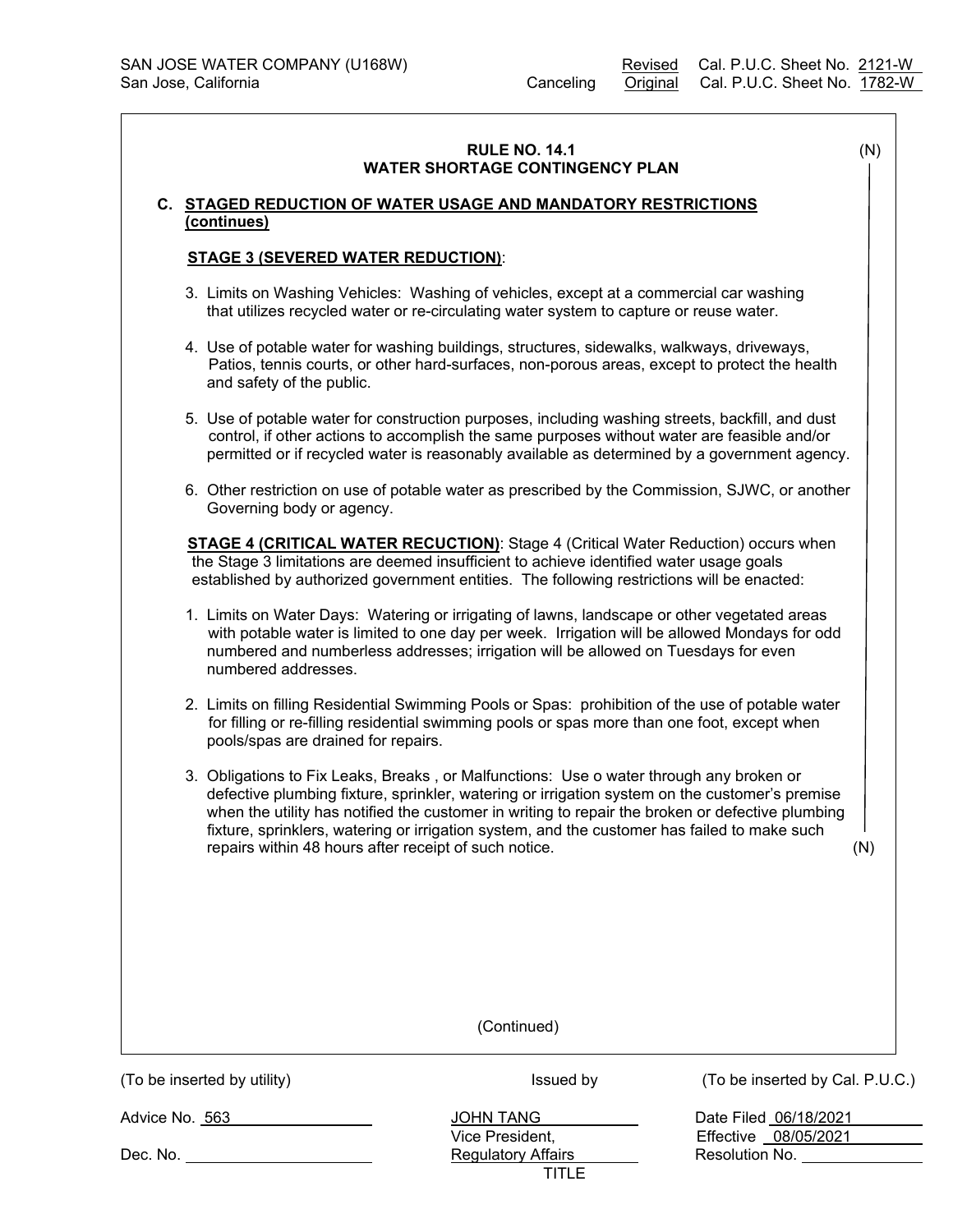SAN JOSE WATER COMPANY (U168W) — Revised Cal. P.U.C. Sheet No. 2121-W
San Jose, California — Canceling Original Cal. P.U.C. Sheet No. 1782-W

## RULE NO. 14.1
## WATER SHORTAGE CONTINGENCY PLAN

(N)

### C. STAGED REDUCTION OF WATER USAGE AND MANDATORY RESTRICTIONS (continues)

**STAGE 3 (SEVERED WATER REDUCTION)**:

3. Limits on Washing Vehicles: Washing of vehicles, except at a commercial car washing that utilizes recycled water or re-circulating water system to capture or reuse water.

4. Use of potable water for washing buildings, structures, sidewalks, walkways, driveways, Patios, tennis courts, or other hard-surfaces, non-porous areas, except to protect the health and safety of the public.

5. Use of potable water for construction purposes, including washing streets, backfill, and dust control, if other actions to accomplish the same purposes without water are feasible and/or permitted or if recycled water is reasonably available as determined by a government agency.

6. Other restriction on use of potable water as prescribed by the Commission, SJWC, or another Governing body or agency.

**STAGE 4 (CRITICAL WATER RECUCTION)**: Stage 4 (Critical Water Reduction) occurs when the Stage 3 limitations are deemed insufficient to achieve identified water usage goals established by authorized government entities. The following restrictions will be enacted:

1. Limits on Water Days: Watering or irrigating of lawns, landscape or other vegetated areas with potable water is limited to one day per week. Irrigation will be allowed Mondays for odd numbered and numberless addresses; irrigation will be allowed on Tuesdays for even numbered addresses.

2. Limits on filling Residential Swimming Pools or Spas: prohibition of the use of potable water for filling or re-filling residential swimming pools or spas more than one foot, except when pools/spas are drained for repairs.

3. Obligations to Fix Leaks, Breaks , or Malfunctions: Use o water through any broken or defective plumbing fixture, sprinkler, watering or irrigation system on the customer's premise when the utility has notified the customer in writing to repair the broken or defective plumbing fixture, sprinklers, watering or irrigation system, and the customer has failed to make such repairs within 48 hours after receipt of such notice. (N)

(Continued)

| (To be inserted by utility) | Issued by | (To be inserted by Cal. P.U.C.) |
|---|---|---|
| Advice No. 563 | JOHN TANG | Date Filed 06/18/2021 |
| | Vice President, | Effective 08/05/2021 |
| Dec. No. | Regulatory Affairs | Resolution No. |
| | TITLE | |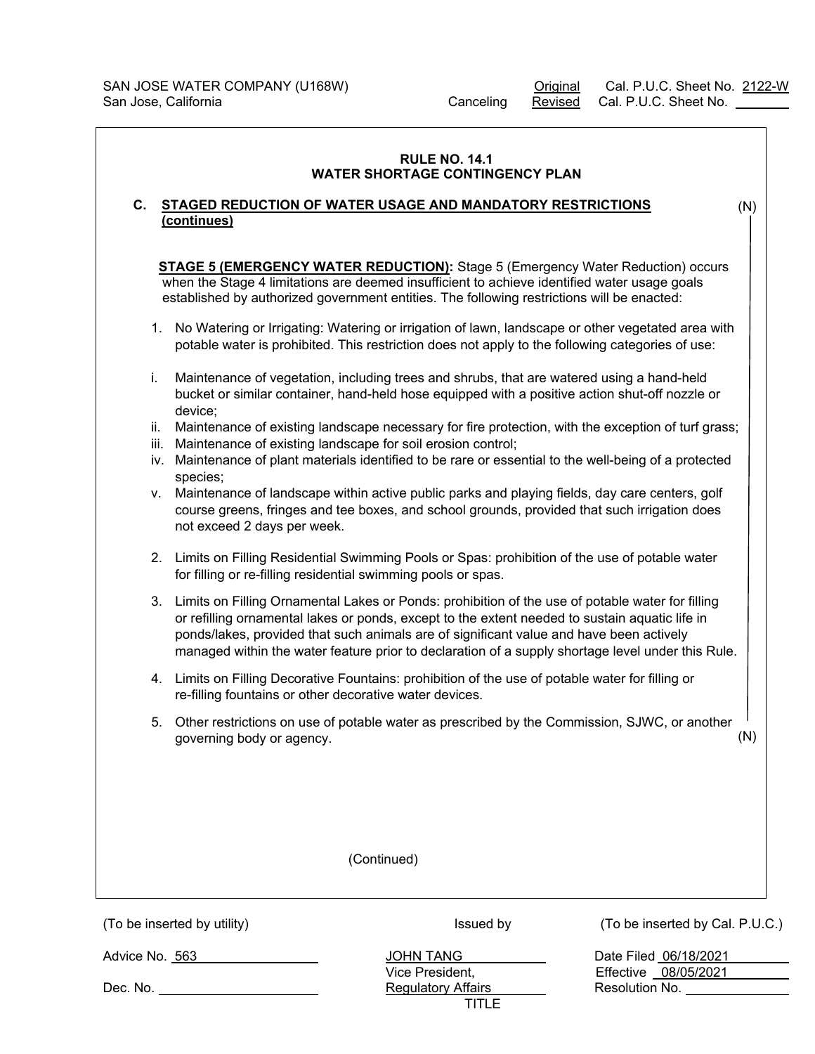SAN JOSE WATER COMPANY (U168W)
San Jose, California

Original Cal. P.U.C. Sheet No. 2122-W
Canceling Revised Cal. P.U.C. Sheet No.

## RULE NO. 14.1
## WATER SHORTAGE CONTINGENCY PLAN

**C. STAGED REDUCTION OF WATER USAGE AND MANDATORY RESTRICTIONS (continues)** (N)

**STAGE 5 (EMERGENCY WATER REDUCTION):** Stage 5 (Emergency Water Reduction) occurs when the Stage 4 limitations are deemed insufficient to achieve identified water usage goals established by authorized government entities. The following restrictions will be enacted:

1. No Watering or Irrigating: Watering or irrigation of lawn, landscape or other vegetated area with potable water is prohibited. This restriction does not apply to the following categories of use:

   i. Maintenance of vegetation, including trees and shrubs, that are watered using a hand-held bucket or similar container, hand-held hose equipped with a positive action shut-off nozzle or device;
   ii. Maintenance of existing landscape necessary for fire protection, with the exception of turf grass;
   iii. Maintenance of existing landscape for soil erosion control;
   iv. Maintenance of plant materials identified to be rare or essential to the well-being of a protected species;
   v. Maintenance of landscape within active public parks and playing fields, day care centers, golf course greens, fringes and tee boxes, and school grounds, provided that such irrigation does not exceed 2 days per week.

2. Limits on Filling Residential Swimming Pools or Spas: prohibition of the use of potable water for filling or re-filling residential swimming pools or spas.

3. Limits on Filling Ornamental Lakes or Ponds: prohibition of the use of potable water for filling or refilling ornamental lakes or ponds, except to the extent needed to sustain aquatic life in ponds/lakes, provided that such animals are of significant value and have been actively managed within the water feature prior to declaration of a supply shortage level under this Rule.

4. Limits on Filling Decorative Fountains: prohibition of the use of potable water for filling or re-filling fountains or other decorative water devices.

5. Other restrictions on use of potable water as prescribed by the Commission, SJWC, or another governing body or agency. (N)

(Continued)

| (To be inserted by utility) | Issued by | (To be inserted by Cal. P.U.C.) |
|---|---|---|
| Advice No. 563 | JOHN TANG | Date Filed 06/18/2021 |
| | Vice President, | Effective 08/05/2021 |
| Dec. No. | Regulatory Affairs | Resolution No. |
| | TITLE | |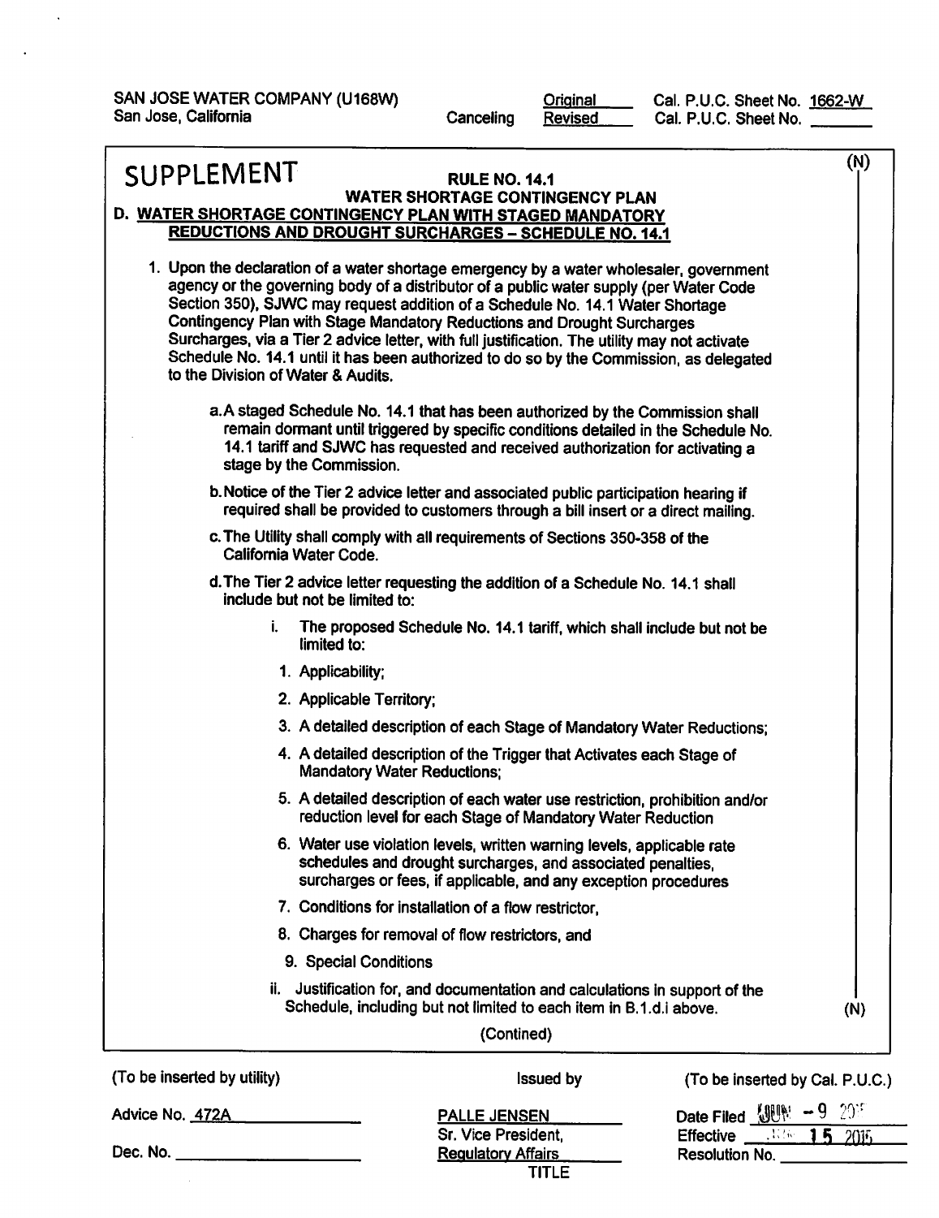SAN JOSE WATER COMPANY (U168W) Original Cal. P.U.C. Sheet No. 1662-W
San Jose, California Canceling Revised Cal. P.U.C. Sheet No. ______

(N)

# SUPPLEMENT

## RULE NO. 14.1
## WATER SHORTAGE CONTINGENCY PLAN

### D. WATER SHORTAGE CONTINGENCY PLAN WITH STAGED MANDATORY REDUCTIONS AND DROUGHT SURCHARGES – SCHEDULE NO. 14.1

1. Upon the declaration of a water shortage emergency by a water wholesaler, government agency or the governing body of a distributor of a public water supply (per Water Code Section 350), SJWC may request addition of a Schedule No. 14.1 Water Shortage Contingency Plan with Stage Mandatory Reductions and Drought Surcharges Surcharges, via a Tier 2 advice letter, with full justification. The utility may not activate Schedule No. 14.1 until it has been authorized to do so by the Commission, as delegated to the Division of Water & Audits.

   a. A staged Schedule No. 14.1 that has been authorized by the Commission shall remain dormant until triggered by specific conditions detailed in the Schedule No. 14.1 tariff and SJWC has requested and received authorization for activating a stage by the Commission.

   b. Notice of the Tier 2 advice letter and associated public participation hearing if required shall be provided to customers through a bill insert or a direct mailing.

   c. The Utility shall comply with all requirements of Sections 350-358 of the California Water Code.

   d. The Tier 2 advice letter requesting the addition of a Schedule No. 14.1 shall include but not be limited to:

      i. The proposed Schedule No. 14.1 tariff, which shall include but not be limited to:

         1. Applicability;
         2. Applicable Territory;
         3. A detailed description of each Stage of Mandatory Water Reductions;
         4. A detailed description of the Trigger that Activates each Stage of Mandatory Water Reductions;
         5. A detailed description of each water use restriction, prohibition and/or reduction level for each Stage of Mandatory Water Reduction
         6. Water use violation levels, written warning levels, applicable rate schedules and drought surcharges, and associated penalties, surcharges or fees, if applicable, and any exception procedures
         7. Conditions for installation of a flow restrictor,
         8. Charges for removal of flow restrictors, and
         9. Special Conditions

      ii. Justification for, and documentation and calculations in support of the Schedule, including but not limited to each item in B.1.d.i above.

(N)

(Contined)

| (To be inserted by utility) | Issued by | (To be inserted by Cal. P.U.C.) |
| --- | --- | --- |
| Advice No. 472A | PALLE JENSEN | Date Filed JUN - 9 2015 |
| | Sr. Vice President, | Effective JUN 15 2015 |
| Dec. No. ______ | Regulatory Affairs | Resolution No. ______ |
| | TITLE | |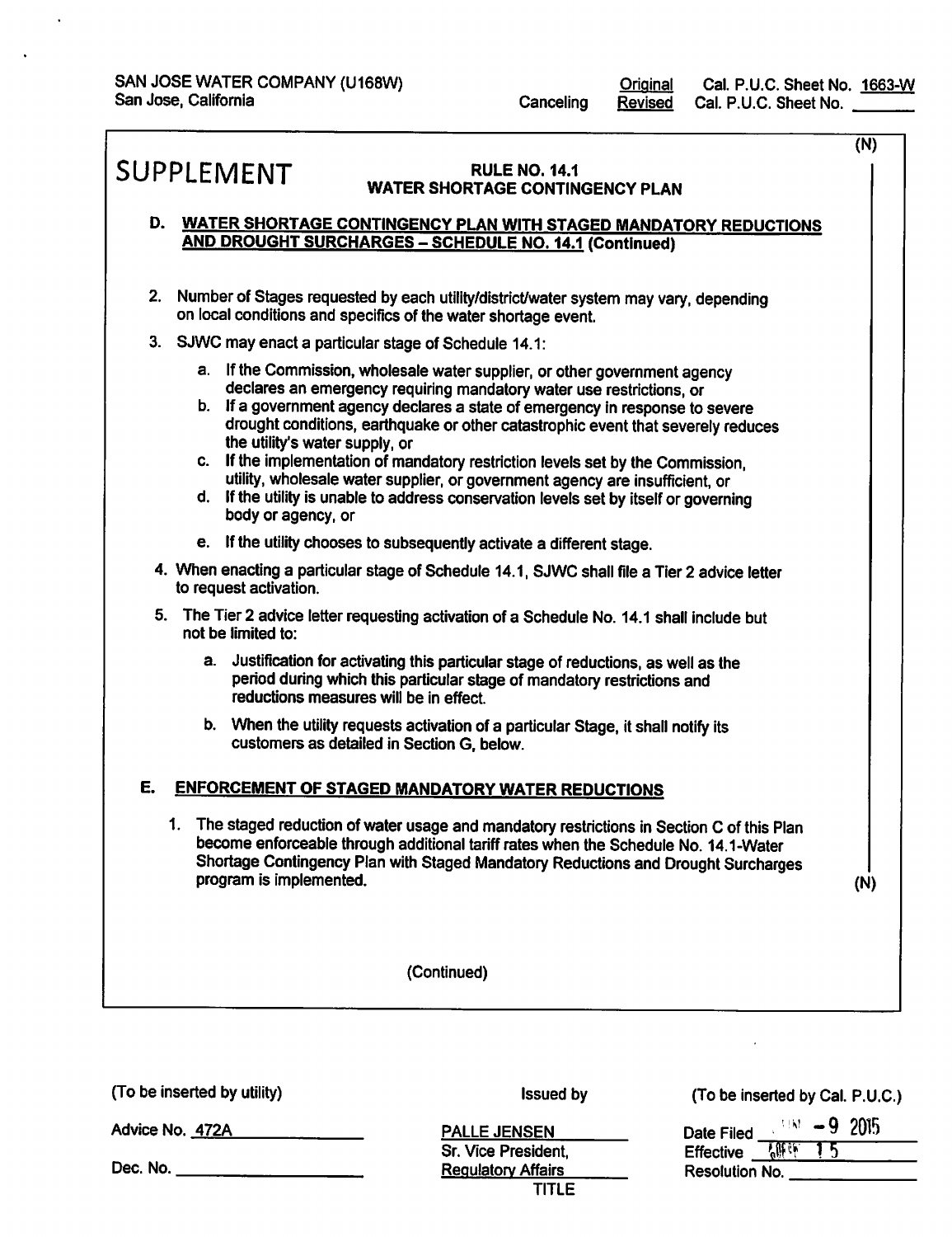SAN JOSE WATER COMPANY (U168W)
San Jose, California

Canceling Original Cal. P.U.C. Sheet No. 1663-W
Revised Cal. P.U.C. Sheet No. ______

(N)

# SUPPLEMENT

## RULE NO. 14.1
## WATER SHORTAGE CONTINGENCY PLAN

### D. WATER SHORTAGE CONTINGENCY PLAN WITH STAGED MANDATORY REDUCTIONS AND DROUGHT SURCHARGES – SCHEDULE NO. 14.1 (Continued)

2. Number of Stages requested by each utility/district/water system may vary, depending on local conditions and specifics of the water shortage event.
3. SJWC may enact a particular stage of Schedule 14.1:
   a. If the Commission, wholesale water supplier, or other government agency declares an emergency requiring mandatory water use restrictions, or
   b. If a government agency declares a state of emergency in response to severe drought conditions, earthquake or other catastrophic event that severely reduces the utility's water supply, or
   c. If the implementation of mandatory restriction levels set by the Commission, utility, wholesale water supplier, or government agency are insufficient, or
   d. If the utility is unable to address conservation levels set by itself or governing body or agency, or
   e. If the utility chooses to subsequently activate a different stage.
4. When enacting a particular stage of Schedule 14.1, SJWC shall file a Tier 2 advice letter to request activation.
5. The Tier 2 advice letter requesting activation of a Schedule No. 14.1 shall include but not be limited to:
   a. Justification for activating this particular stage of reductions, as well as the period during which this particular stage of mandatory restrictions and reductions measures will be in effect.
   b. When the utility requests activation of a particular Stage, it shall notify its customers as detailed in Section G, below.

### E. ENFORCEMENT OF STAGED MANDATORY WATER REDUCTIONS

1. The staged reduction of water usage and mandatory restrictions in Section C of this Plan become enforceable through additional tariff rates when the Schedule No. 14.1-Water Shortage Contingency Plan with Staged Mandatory Reductions and Drought Surcharges program is implemented. (N)

(Continued)

| (To be inserted by utility) | Issued by | (To be inserted by Cal. P.U.C.) |
|---|---|---|
| Advice No. 472A | PALLE JENSEN | Date Filed JUN -9 2015 |
| Dec. No. ______ | Sr. Vice President, Regulatory Affairs | Effective JUN 15 |
| | TITLE | Resolution No. ______ |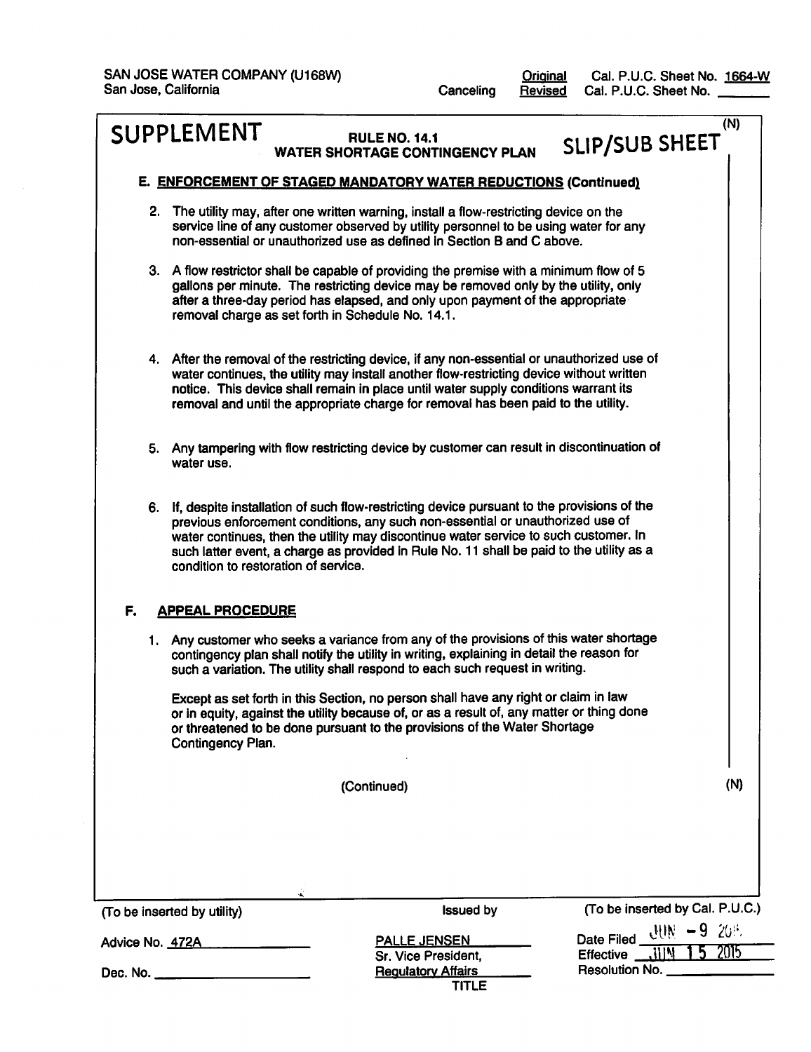SAN JOSE WATER COMPANY (U168W)
San Jose, California

Canceling | Original / Revised | Cal. P.U.C. Sheet No. 1664-W / Cal. P.U.C. Sheet No. _______

**SUPPLEMENT** | **RULE NO. 14.1 WATER SHORTAGE CONTINGENCY PLAN** | **SLIP/SUB SHEET** (N)

**E. ENFORCEMENT OF STAGED MANDATORY WATER REDUCTIONS (Continued)**

2. The utility may, after one written warning, install a flow-restricting device on the service line of any customer observed by utility personnel to be using water for any non-essential or unauthorized use as defined in Section B and C above.

3. A flow restrictor shall be capable of providing the premise with a minimum flow of 5 gallons per minute. The restricting device may be removed only by the utility, only after a three-day period has elapsed, and only upon payment of the appropriate removal charge as set forth in Schedule No. 14.1.

4. After the removal of the restricting device, if any non-essential or unauthorized use of water continues, the utility may install another flow-restricting device without written notice. This device shall remain in place until water supply conditions warrant its removal and until the appropriate charge for removal has been paid to the utility.

5. Any tampering with flow restricting device by customer can result in discontinuation of water use.

6. If, despite installation of such flow-restricting device pursuant to the provisions of the previous enforcement conditions, any such non-essential or unauthorized use of water continues, then the utility may discontinue water service to such customer. In such latter event, a charge as provided in Rule No. 11 shall be paid to the utility as a condition to restoration of service.

**F. APPEAL PROCEDURE**

1. Any customer who seeks a variance from any of the provisions of this water shortage contingency plan shall notify the utility in writing, explaining in detail the reason for such a variation. The utility shall respond to each such request in writing.

   Except as set forth in this Section, no person shall have any right or claim in law or in equity, against the utility because of, or as a result of, any matter or thing done or threatened to be done pursuant to the provisions of the Water Shortage Contingency Plan.

(Continued) (N)

| (To be inserted by utility) | Issued by | (To be inserted by Cal. P.U.C.) |
|---|---|---|
| Advice No. 472A | PALLE JENSEN | Date Filed JUN - 9 2015 |
| | Sr. Vice President, | Effective JUN 15 2015 |
| Dec. No. ______ | Regulatory Affairs | Resolution No. ______ |
| | TITLE | |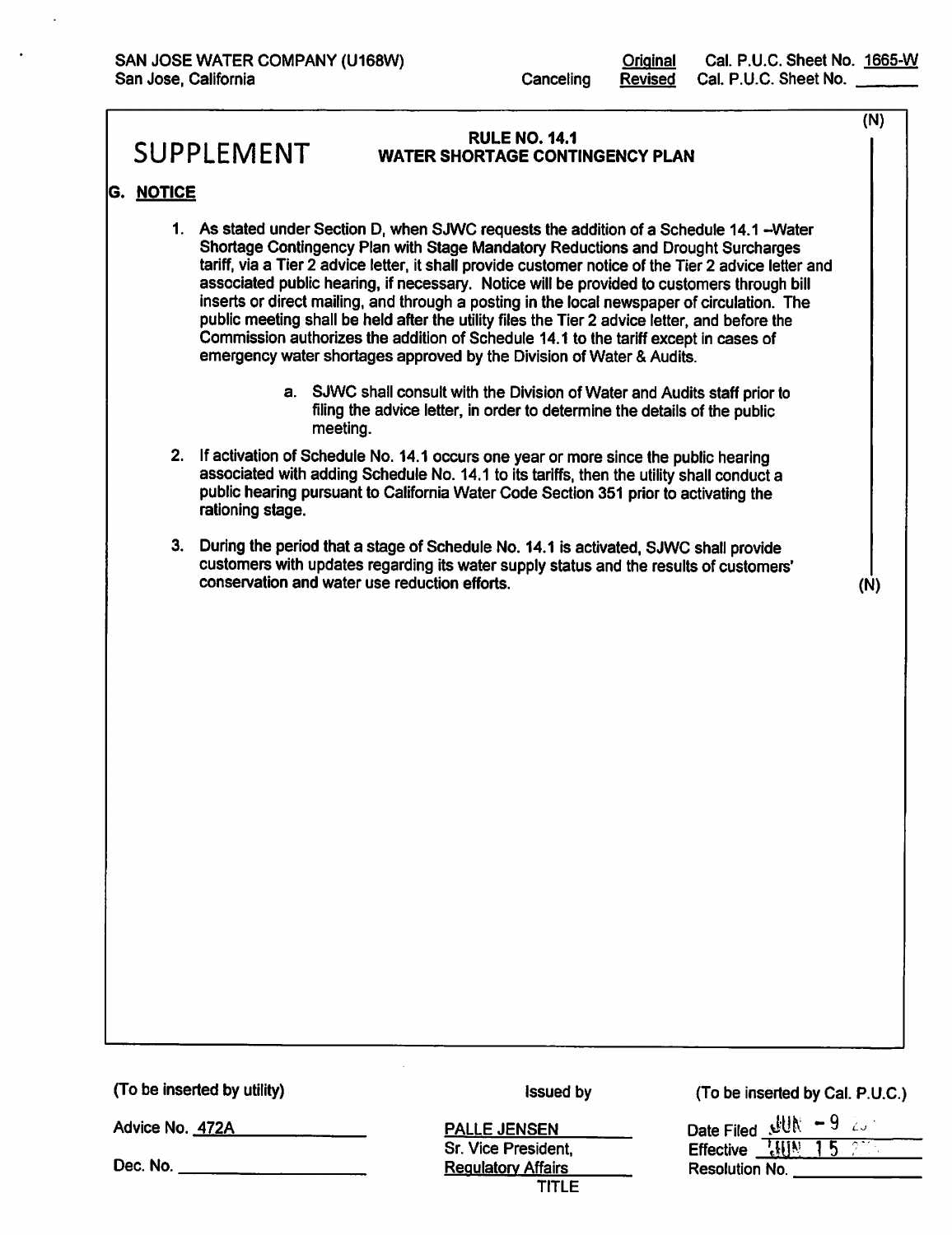SAN JOSE WATER COMPANY (U168W)
San Jose, California

Original Cal. P.U.C. Sheet No. 1665-W
Canceling Revised Cal. P.U.C. Sheet No. _______

(N)

# SUPPLEMENT

## RULE NO. 14.1
## WATER SHORTAGE CONTINGENCY PLAN

### G. NOTICE

1. As stated under Section D, when SJWC requests the addition of a Schedule 14.1 –Water Shortage Contingency Plan with Stage Mandatory Reductions and Drought Surcharges tariff, via a Tier 2 advice letter, it shall provide customer notice of the Tier 2 advice letter and associated public hearing, if necessary. Notice will be provided to customers through bill inserts or direct mailing, and through a posting in the local newspaper of circulation. The public meeting shall be held after the utility files the Tier 2 advice letter, and before the Commission authorizes the addition of Schedule 14.1 to the tariff except in cases of emergency water shortages approved by the Division of Water & Audits.

   a. SJWC shall consult with the Division of Water and Audits staff prior to filing the advice letter, in order to determine the details of the public meeting.

2. If activation of Schedule No. 14.1 occurs one year or more since the public hearing associated with adding Schedule No. 14.1 to its tariffs, then the utility shall conduct a public hearing pursuant to California Water Code Section 351 prior to activating the rationing stage.

3. During the period that a stage of Schedule No. 14.1 is activated, SJWC shall provide customers with updates regarding its water supply status and the results of customers' conservation and water use reduction efforts.

(N)

| (To be inserted by utility) | Issued by | (To be inserted by Cal. P.U.C.) |
|---|---|---|
| Advice No. 472A | PALLE JENSEN | Date Filed JUN - 9 20 |
| | Sr. Vice President, | Effective JUN 15 20 |
| Dec. No. _______ | Regulatory Affairs | Resolution No. _______ |
| | TITLE | |